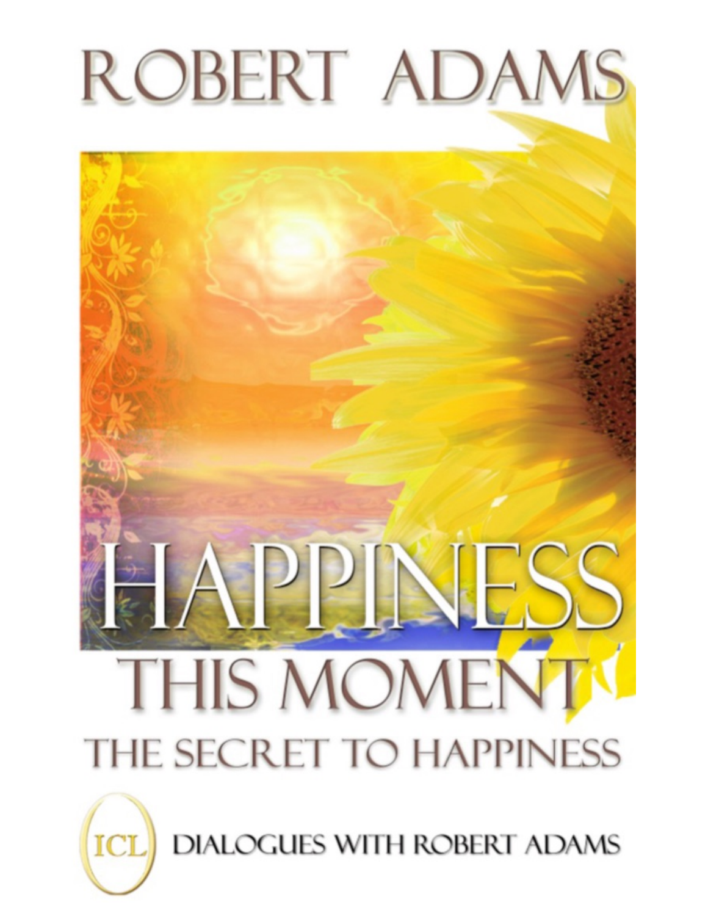# ROBERT ADAMS

# HAPPINESS

## THIS MOMENT

### THE SECRET TO HAPPINESS

ICL DIALOGUES WITH ROBERT ADAMS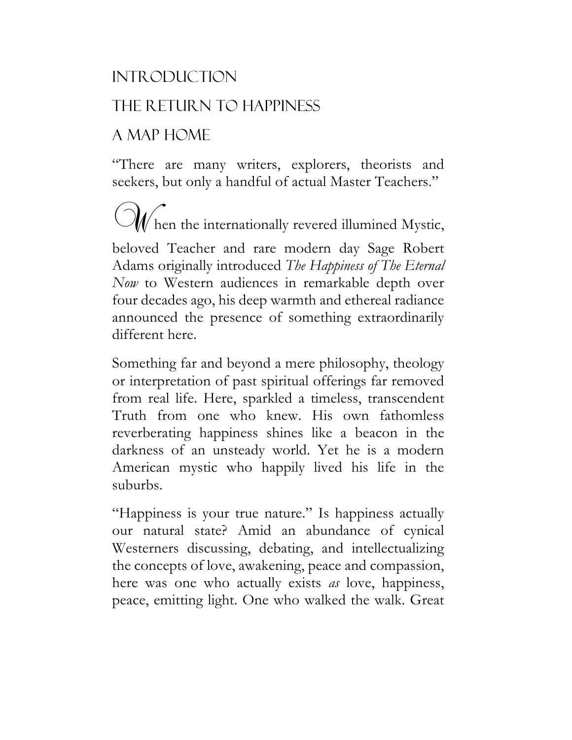# INTRODUCTION

# THE RETURN TO HAPPINESS

# A MAP HOME

"There are many writers, explorers, theorists and seekers, but only a handful of actual Master Teachers."

When the internationally revered illumined Mystic, beloved Teacher and rare modern day Sage Robert Adams originally introduced *The Happiness of The Eternal Now* to Western audiences in remarkable depth over four decades ago, his deep warmth and ethereal radiance announced the presence of something extraordinarily different here.

Something far and beyond a mere philosophy, theology or interpretation of past spiritual offerings far removed from real life. Here, sparkled a timeless, transcendent Truth from one who knew. His own fathomless reverberating happiness shines like a beacon in the darkness of an unsteady world. Yet he is a modern American mystic who happily lived his life in the suburbs.

"Happiness is your true nature." Is happiness actually our natural state? Amid an abundance of cynical Westerners discussing, debating, and intellectualizing the concepts of love, awakening, peace and compassion, here was one who actually exists *as* love, happiness, peace, emitting light. One who walked the walk. Great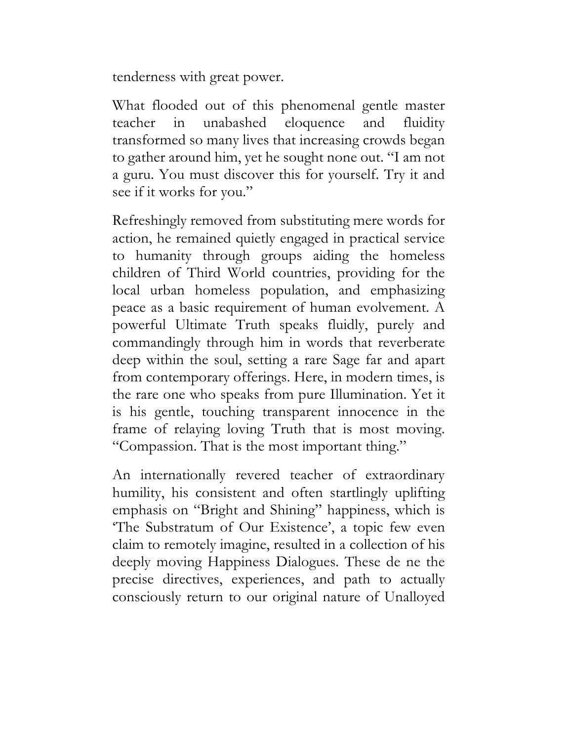tenderness with great power.

What flooded out of this phenomenal gentle master teacher in unabashed eloquence and fluidity transformed so many lives that increasing crowds began to gather around him, yet he sought none out. "I am not a guru. You must discover this for yourself. Try it and see if it works for you."

Refreshingly removed from substituting mere words for action, he remained quietly engaged in practical service to humanity through groups aiding the homeless children of Third World countries, providing for the local urban homeless population, and emphasizing peace as a basic requirement of human evolvement. A powerful Ultimate Truth speaks fluidly, purely and commandingly through him in words that reverberate deep within the soul, setting a rare Sage far and apart from contemporary offerings. Here, in modern times, is the rare one who speaks from pure Illumination. Yet it is his gentle, touching transparent innocence in the frame of relaying loving Truth that is most moving. "Compassion. That is the most important thing."

An internationally revered teacher of extraordinary humility, his consistent and often startlingly uplifting emphasis on "Bright and Shining" happiness, which is 'The Substratum of Our Existence', a topic few even claim to remotely imagine, resulted in a collection of his deeply moving Happiness Dialogues. These de ne the precise directives, experiences, and path to actually consciously return to our original nature of Unalloyed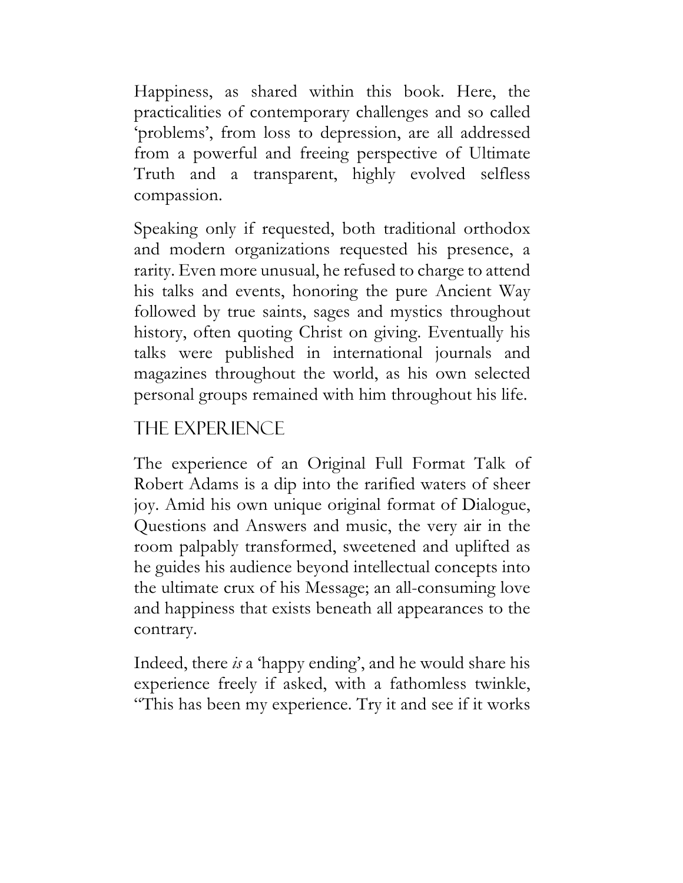Happiness, as shared within this book. Here, the practicalities of contemporary challenges and so called 'problems', from loss to depression, are all addressed from a powerful and freeing perspective of Ultimate Truth and a transparent, highly evolved selfless compassion.

Speaking only if requested, both traditional orthodox and modern organizations requested his presence, a rarity. Even more unusual, he refused to charge to attend his talks and events, honoring the pure Ancient Way followed by true saints, sages and mystics throughout history, often quoting Christ on giving. Eventually his talks were published in international journals and magazines throughout the world, as his own selected personal groups remained with him throughout his life.

## THE EXPERIENCE

The experience of an Original Full Format Talk of Robert Adams is a dip into the rarified waters of sheer joy. Amid his own unique original format of Dialogue, Questions and Answers and music, the very air in the room palpably transformed, sweetened and uplifted as he guides his audience beyond intellectual concepts into the ultimate crux of his Message; an all-consuming love and happiness that exists beneath all appearances to the contrary.

Indeed, there *is* a 'happy ending', and he would share his experience freely if asked, with a fathomless twinkle, "This has been my experience. Try it and see if it works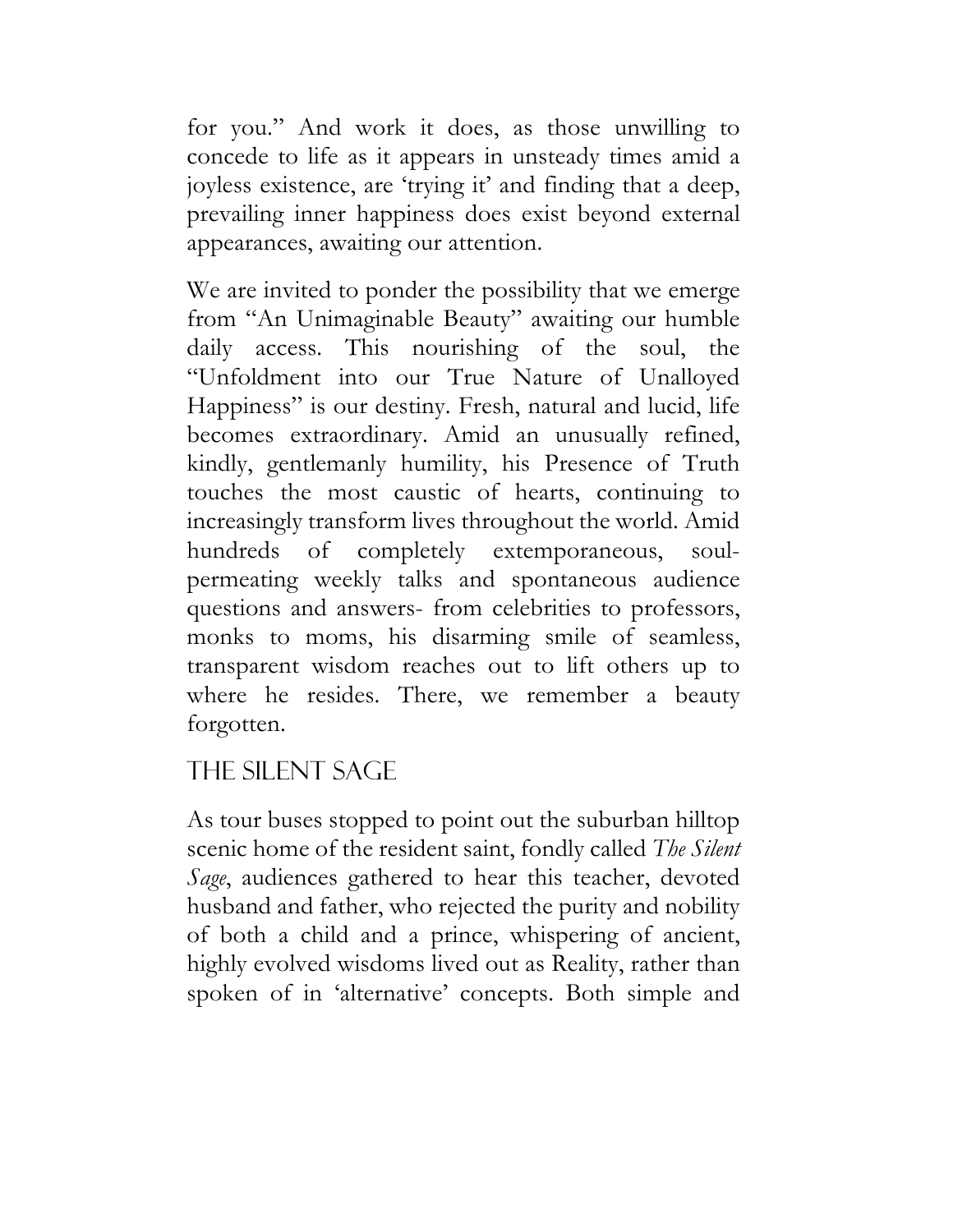for you." And work it does, as those unwilling to concede to life as it appears in unsteady times amid a joyless existence, are 'trying it' and finding that a deep, prevailing inner happiness does exist beyond external appearances, awaiting our attention.

We are invited to ponder the possibility that we emerge from "An Unimaginable Beauty" awaiting our humble daily access. This nourishing of the soul, the "Unfoldment into our True Nature of Unalloyed Happiness" is our destiny. Fresh, natural and lucid, life becomes extraordinary. Amid an unusually refined, kindly, gentlemanly humility, his Presence of Truth touches the most caustic of hearts, continuing to increasingly transform lives throughout the world. Amid hundreds of completely extemporaneous, soul-permeating weekly talks and spontaneous audience questions and answers- from celebrities to professors, monks to moms, his disarming smile of seamless, transparent wisdom reaches out to lift others up to where he resides. There, we remember a beauty forgotten.

## The Silent Sage

As tour buses stopped to point out the suburban hilltop scenic home of the resident saint, fondly called *The Silent Sage*, audiences gathered to hear this teacher, devoted husband and father, who rejected the purity and nobility of both a child and a prince, whispering of ancient, highly evolved wisdoms lived out as Reality, rather than spoken of in 'alternative' concepts. Both simple and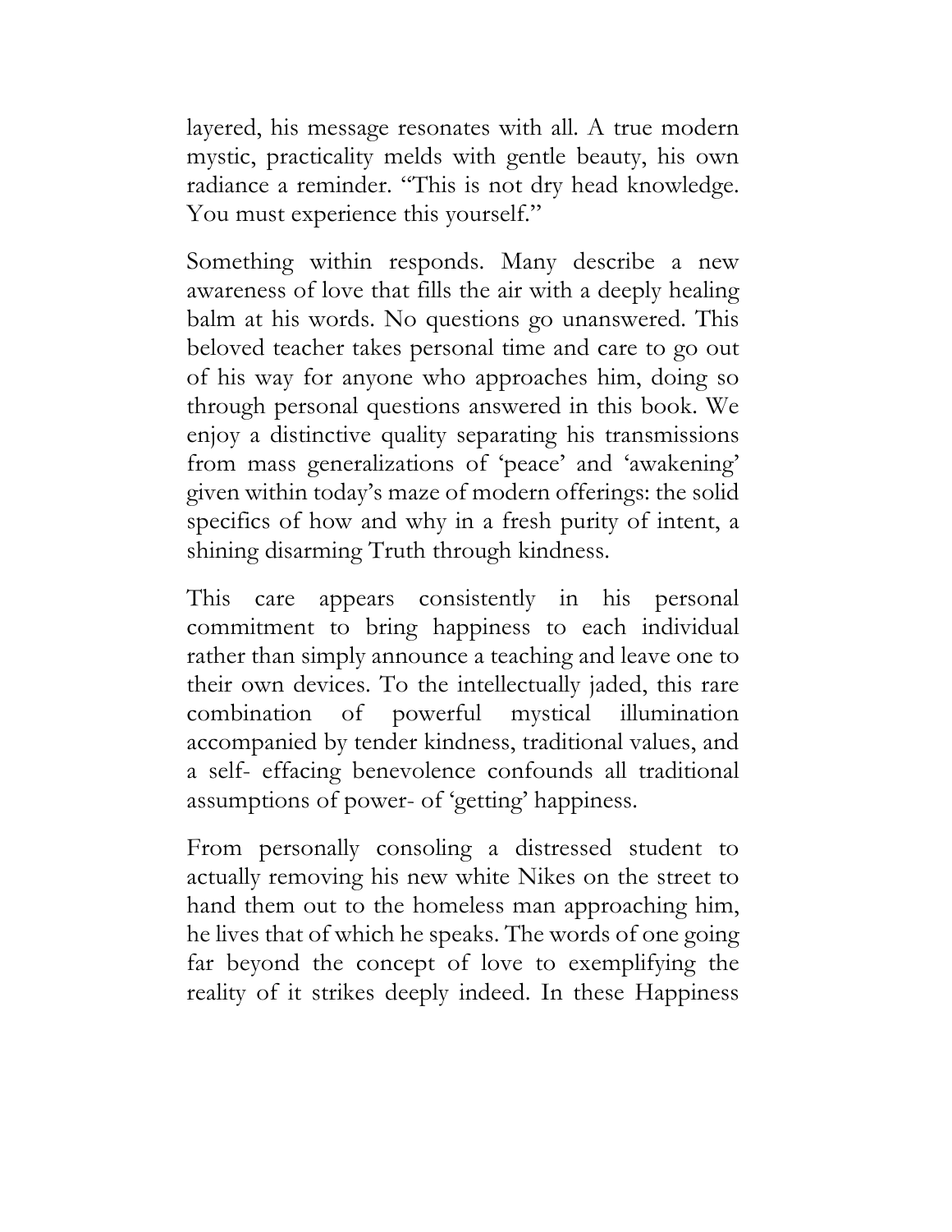layered, his message resonates with all. A true modern mystic, practicality melds with gentle beauty, his own radiance a reminder. "This is not dry head knowledge. You must experience this yourself."

Something within responds. Many describe a new awareness of love that fills the air with a deeply healing balm at his words. No questions go unanswered. This beloved teacher takes personal time and care to go out of his way for anyone who approaches him, doing so through personal questions answered in this book. We enjoy a distinctive quality separating his transmissions from mass generalizations of 'peace' and 'awakening' given within today's maze of modern offerings: the solid specifics of how and why in a fresh purity of intent, a shining disarming Truth through kindness.

This care appears consistently in his personal commitment to bring happiness to each individual rather than simply announce a teaching and leave one to their own devices. To the intellectually jaded, this rare combination of powerful mystical illumination accompanied by tender kindness, traditional values, and a self- effacing benevolence confounds all traditional assumptions of power- of 'getting' happiness.

From personally consoling a distressed student to actually removing his new white Nikes on the street to hand them out to the homeless man approaching him, he lives that of which he speaks. The words of one going far beyond the concept of love to exemplifying the reality of it strikes deeply indeed. In these Happiness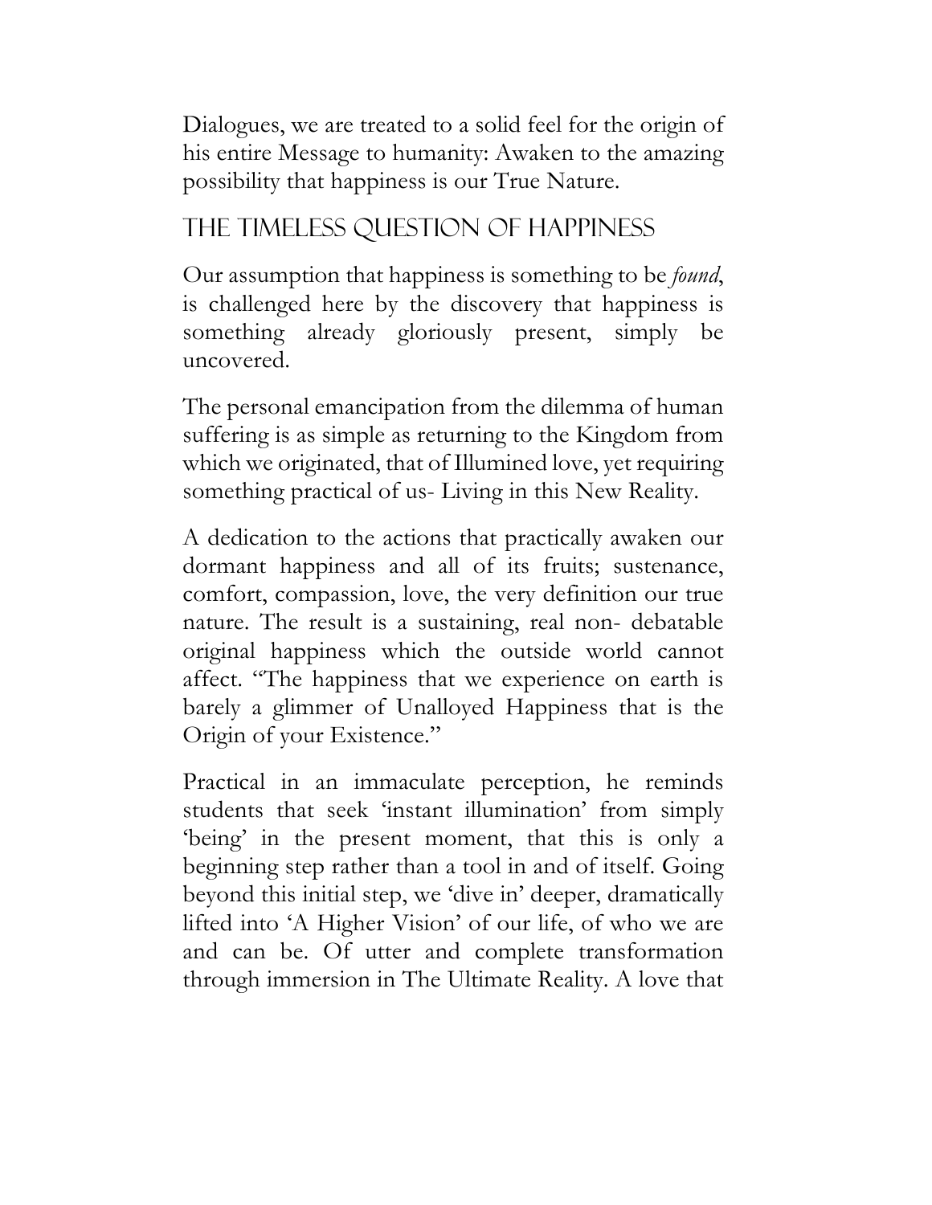Dialogues, we are treated to a solid feel for the origin of his entire Message to humanity: Awaken to the amazing possibility that happiness is our True Nature.

## The Timeless Question of Happiness

Our assumption that happiness is something to be *found*, is challenged here by the discovery that happiness is something already gloriously present, simply be uncovered.

The personal emancipation from the dilemma of human suffering is as simple as returning to the Kingdom from which we originated, that of Illumined love, yet requiring something practical of us- Living in this New Reality.

A dedication to the actions that practically awaken our dormant happiness and all of its fruits; sustenance, comfort, compassion, love, the very definition our true nature. The result is a sustaining, real non- debatable original happiness which the outside world cannot affect. "The happiness that we experience on earth is barely a glimmer of Unalloyed Happiness that is the Origin of your Existence."

Practical in an immaculate perception, he reminds students that seek 'instant illumination' from simply 'being' in the present moment, that this is only a beginning step rather than a tool in and of itself. Going beyond this initial step, we 'dive in' deeper, dramatically lifted into 'A Higher Vision' of our life, of who we are and can be. Of utter and complete transformation through immersion in The Ultimate Reality. A love that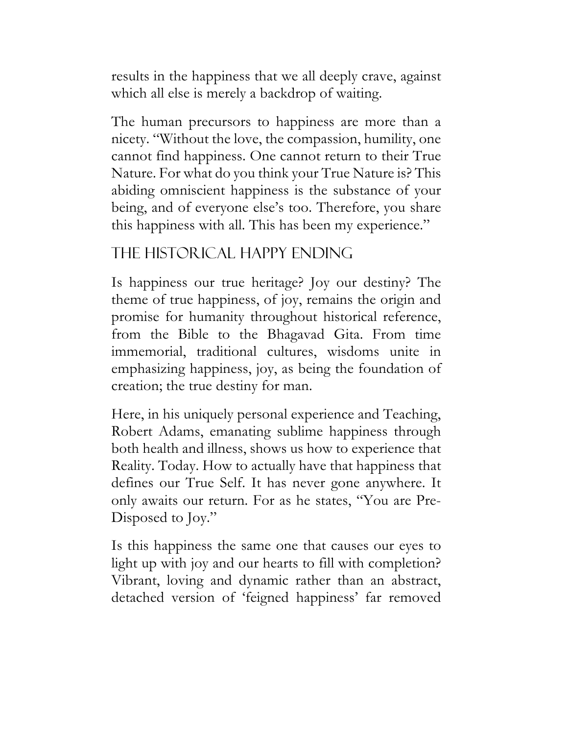results in the happiness that we all deeply crave, against which all else is merely a backdrop of waiting.

The human precursors to happiness are more than a nicety. "Without the love, the compassion, humility, one cannot find happiness. One cannot return to their True Nature. For what do you think your True Nature is? This abiding omniscient happiness is the substance of your being, and of everyone else's too. Therefore, you share this happiness with all. This has been my experience."

## The Historical Happy Ending

Is happiness our true heritage? Joy our destiny? The theme of true happiness, of joy, remains the origin and promise for humanity throughout historical reference, from the Bible to the Bhagavad Gita. From time immemorial, traditional cultures, wisdoms unite in emphasizing happiness, joy, as being the foundation of creation; the true destiny for man.

Here, in his uniquely personal experience and Teaching, Robert Adams, emanating sublime happiness through both health and illness, shows us how to experience that Reality. Today. How to actually have that happiness that defines our True Self. It has never gone anywhere. It only awaits our return. For as he states, "You are Pre-Disposed to Joy."

Is this happiness the same one that causes our eyes to light up with joy and our hearts to fill with completion? Vibrant, loving and dynamic rather than an abstract, detached version of 'feigned happiness' far removed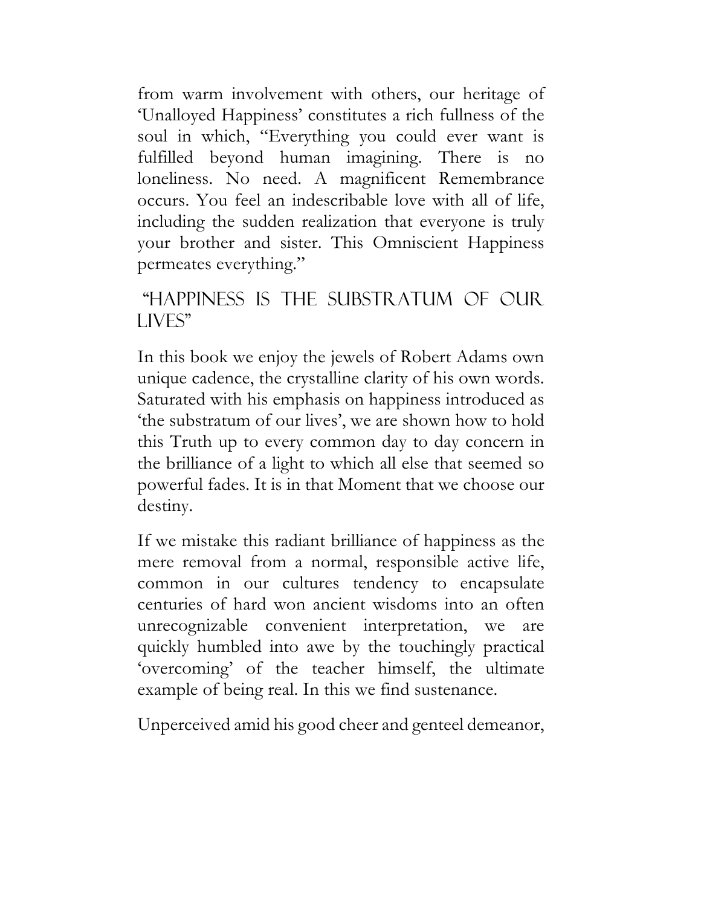from warm involvement with others, our heritage of 'Unalloyed Happiness' constitutes a rich fullness of the soul in which, "Everything you could ever want is fulfilled beyond human imagining. There is no loneliness. No need. A magnificent Remembrance occurs. You feel an indescribable love with all of life, including the sudden realization that everyone is truly your brother and sister. This Omniscient Happiness permeates everything."

## "Happiness is the Substratum of Our Lives"

In this book we enjoy the jewels of Robert Adams own unique cadence, the crystalline clarity of his own words. Saturated with his emphasis on happiness introduced as 'the substratum of our lives', we are shown how to hold this Truth up to every common day to day concern in the brilliance of a light to which all else that seemed so powerful fades. It is in that Moment that we choose our destiny.

If we mistake this radiant brilliance of happiness as the mere removal from a normal, responsible active life, common in our cultures tendency to encapsulate centuries of hard won ancient wisdoms into an often unrecognizable convenient interpretation, we are quickly humbled into awe by the touchingly practical 'overcoming' of the teacher himself, the ultimate example of being real. In this we find sustenance.

Unperceived amid his good cheer and genteel demeanor,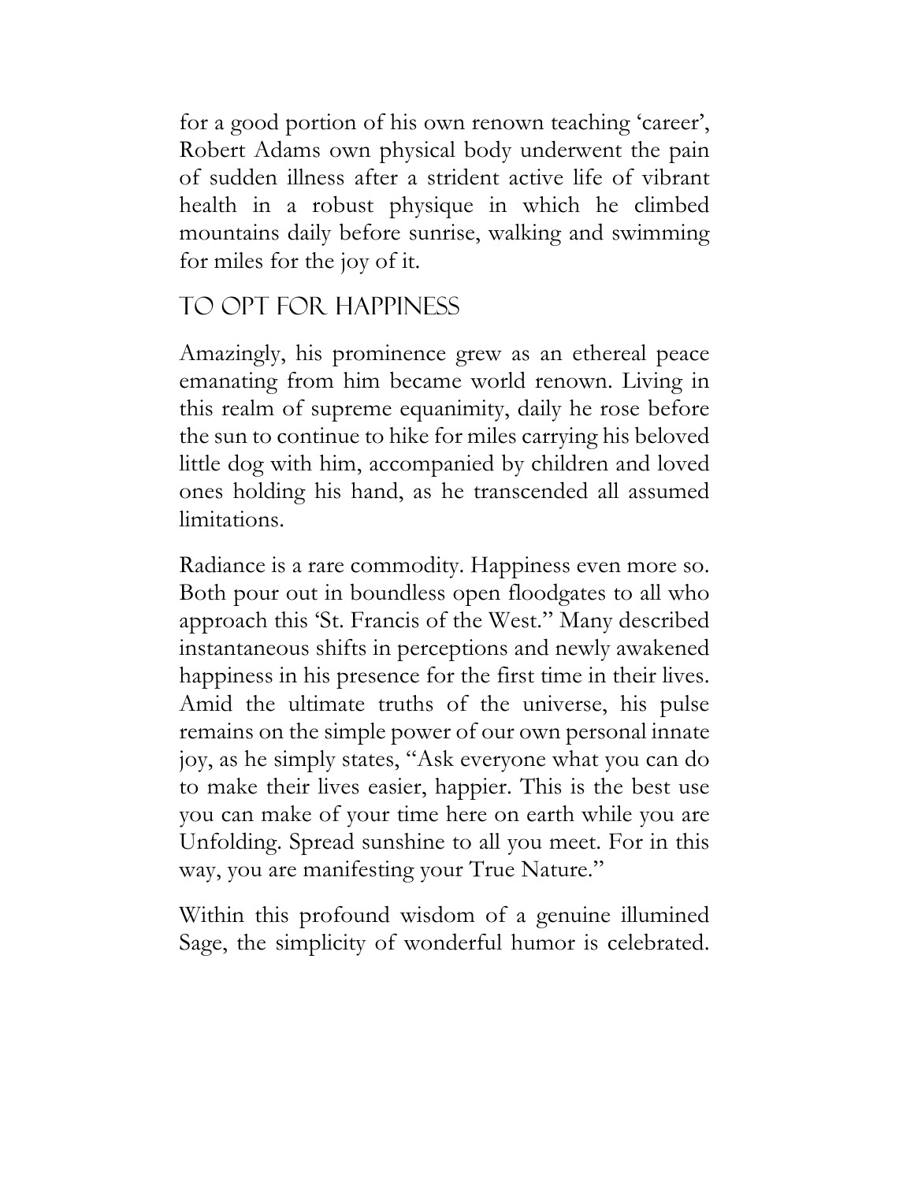for a good portion of his own renown teaching 'career', Robert Adams own physical body underwent the pain of sudden illness after a strident active life of vibrant health in a robust physique in which he climbed mountains daily before sunrise, walking and swimming for miles for the joy of it.

## To Opt For Happiness

Amazingly, his prominence grew as an ethereal peace emanating from him became world renown. Living in this realm of supreme equanimity, daily he rose before the sun to continue to hike for miles carrying his beloved little dog with him, accompanied by children and loved ones holding his hand, as he transcended all assumed limitations.

Radiance is a rare commodity. Happiness even more so. Both pour out in boundless open floodgates to all who approach this 'St. Francis of the West." Many described instantaneous shifts in perceptions and newly awakened happiness in his presence for the first time in their lives. Amid the ultimate truths of the universe, his pulse remains on the simple power of our own personal innate joy, as he simply states, "Ask everyone what you can do to make their lives easier, happier. This is the best use you can make of your time here on earth while you are Unfolding. Spread sunshine to all you meet. For in this way, you are manifesting your True Nature."

Within this profound wisdom of a genuine illumined Sage, the simplicity of wonderful humor is celebrated.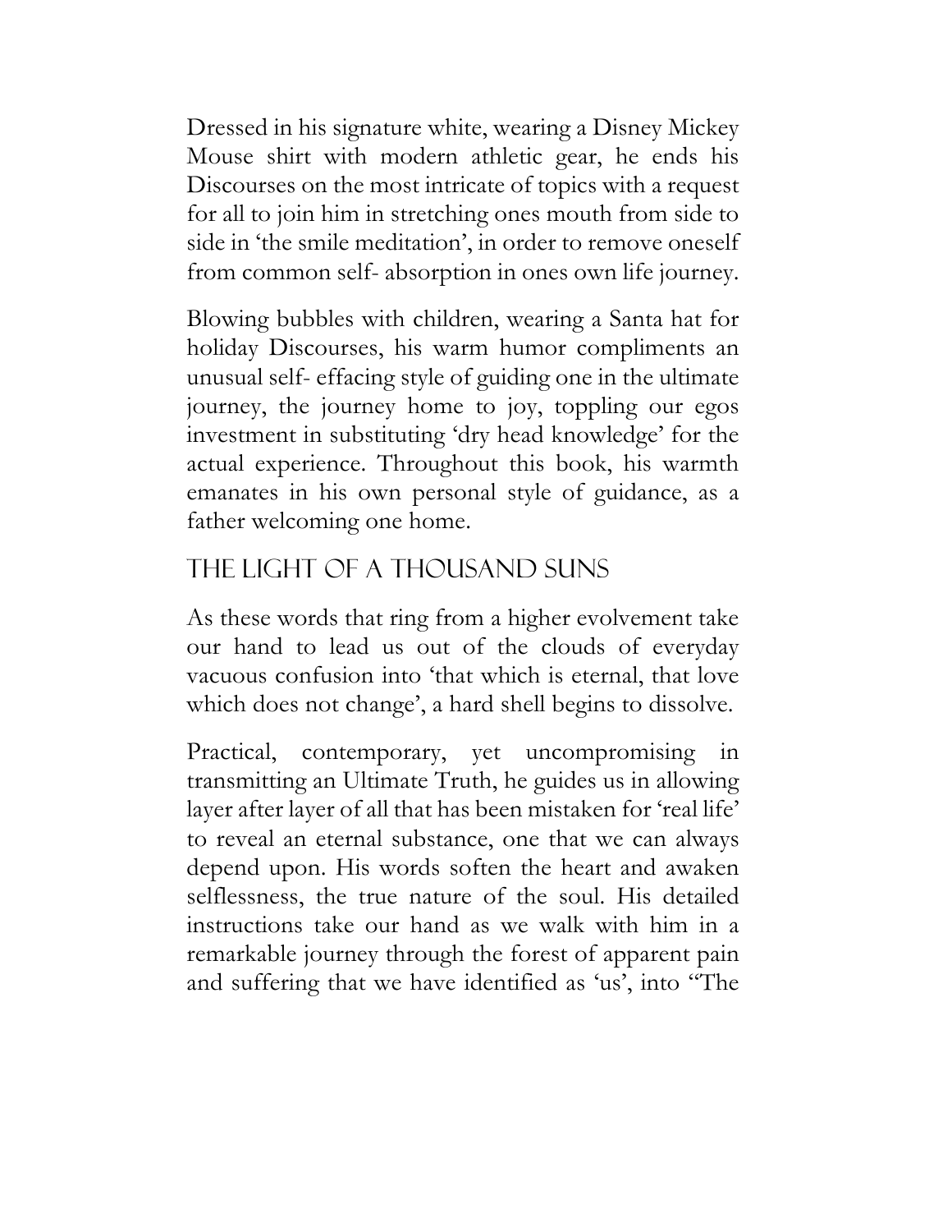Dressed in his signature white, wearing a Disney Mickey Mouse shirt with modern athletic gear, he ends his Discourses on the most intricate of topics with a request for all to join him in stretching ones mouth from side to side in 'the smile meditation', in order to remove oneself from common self- absorption in ones own life journey.

Blowing bubbles with children, wearing a Santa hat for holiday Discourses, his warm humor compliments an unusual self- effacing style of guiding one in the ultimate journey, the journey home to joy, toppling our egos investment in substituting 'dry head knowledge' for the actual experience. Throughout this book, his warmth emanates in his own personal style of guidance, as a father welcoming one home.

## The Light of a Thousand Suns

As these words that ring from a higher evolvement take our hand to lead us out of the clouds of everyday vacuous confusion into 'that which is eternal, that love which does not change', a hard shell begins to dissolve.

Practical, contemporary, yet uncompromising in transmitting an Ultimate Truth, he guides us in allowing layer after layer of all that has been mistaken for 'real life' to reveal an eternal substance, one that we can always depend upon. His words soften the heart and awaken selflessness, the true nature of the soul. His detailed instructions take our hand as we walk with him in a remarkable journey through the forest of apparent pain and suffering that we have identified as 'us', into "The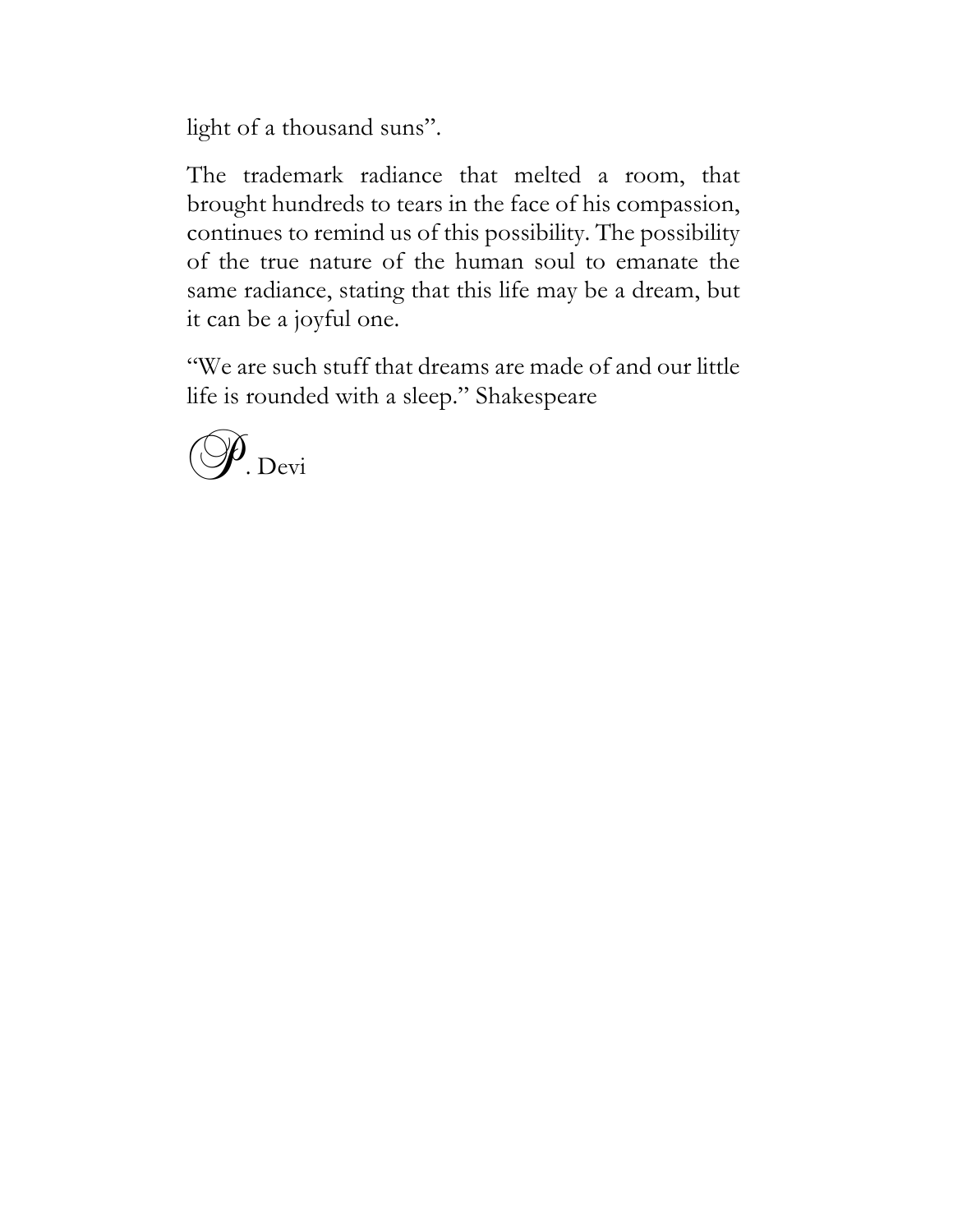light of a thousand suns".

The trademark radiance that melted a room, that brought hundreds to tears in the face of his compassion, continues to remind us of this possibility. The possibility of the true nature of the human soul to emanate the same radiance, stating that this life may be a dream, but it can be a joyful one.

"We are such stuff that dreams are made of and our little life is rounded with a sleep." Shakespeare

P. Devi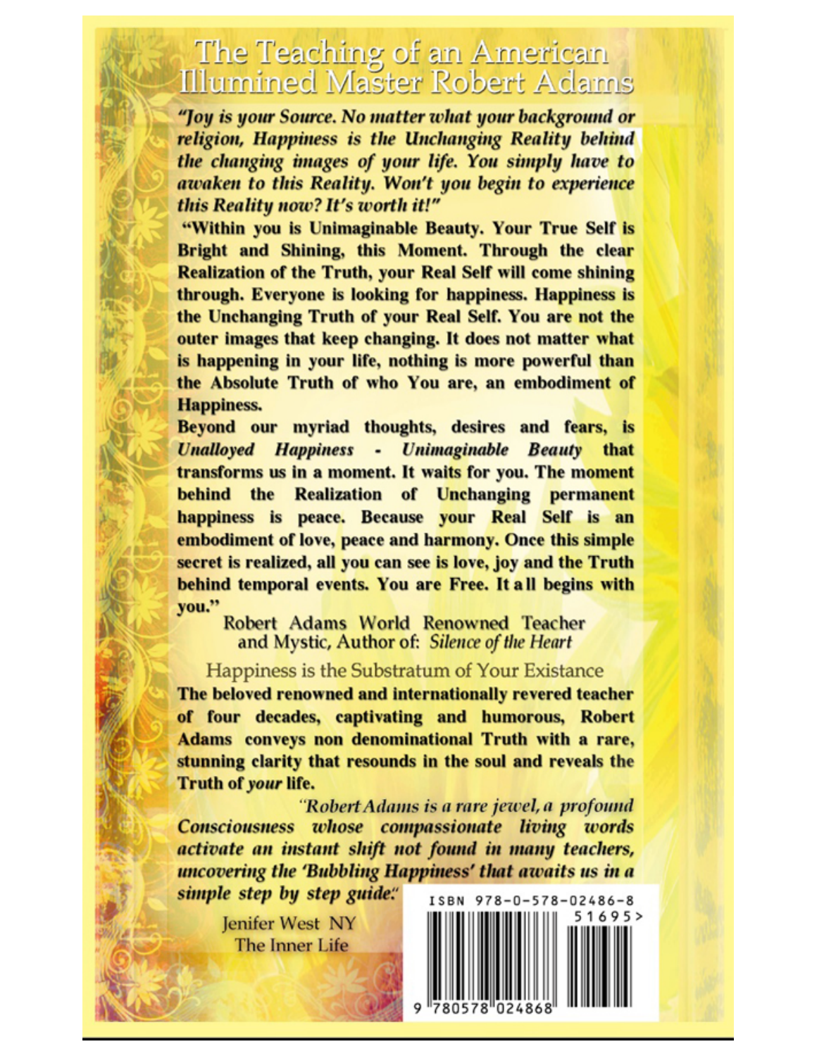# The Teaching of an American Illumined Master Robert Adams

***"Joy is your Source. No matter what your background or religion, Happiness is the Unchanging Reality behind the changing images of your life. You simply have to awaken to this Reality. Won't you begin to experience this Reality now? It's worth it!"***

**"Within you is Unimaginable Beauty. Your True Self is Bright and Shining, this Moment. Through the clear Realization of the Truth, your Real Self will come shining through. Everyone is looking for happiness. Happiness is the Unchanging Truth of your Real Self. You are not the outer images that keep changing. It does not matter what is happening in your life, nothing is more powerful than the Absolute Truth of who You are, an embodiment of Happiness.**

**Beyond our myriad thoughts, desires and fears, is *Unalloyed Happiness - Unimaginable Beauty* that transforms us in a moment. It waits for you. The moment behind the Realization of Unchanging permanent happiness is peace. Because your Real Self is an embodiment of love, peace and harmony. Once this simple secret is realized, all you can see is love, joy and the Truth behind temporal events. You are Free. It a ll begins with you."**

Robert Adams World Renowned Teacher and Mystic, Author of: *Silence of the Heart*

Happiness is the Substratum of Your Existance

**The beloved renowned and internationally revered teacher of four decades, captivating and humorous, Robert Adams conveys non denominational Truth with a rare, stunning clarity that resounds in the soul and reveals the Truth of *your* life.**

***"Robert Adams is a rare jewel, a profound Consciousness whose compassionate living words activate an instant shift not found in many teachers, uncovering the 'Bubbling Happiness' that awaits us in a simple step by step guide."***

Jenifer West NY
The Inner Life

ISBN 978-0-578-02486-8

51695>

9 780578 024868